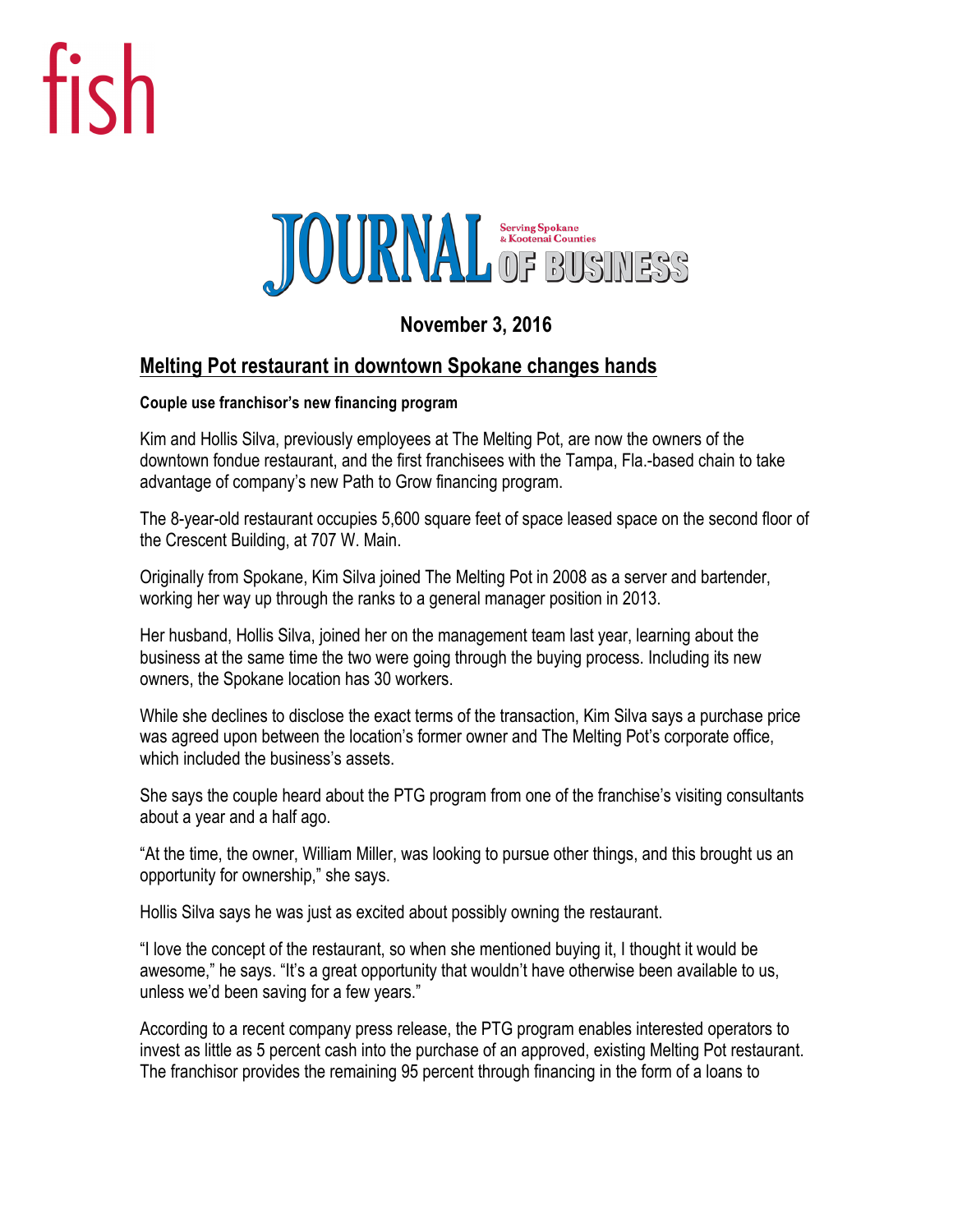fish

JOURNAL OF BUSINESS
Serving Spokane & Kootenai Counties

**November 3, 2016**

## Melting Pot restaurant in downtown Spokane changes hands

**Couple use franchisor's new financing program**

Kim and Hollis Silva, previously employees at The Melting Pot, are now the owners of the downtown fondue restaurant, and the first franchisees with the Tampa, Fla.-based chain to take advantage of company's new Path to Grow financing program.

The 8-year-old restaurant occupies 5,600 square feet of space leased space on the second floor of the Crescent Building, at 707 W. Main.

Originally from Spokane, Kim Silva joined The Melting Pot in 2008 as a server and bartender, working her way up through the ranks to a general manager position in 2013.

Her husband, Hollis Silva, joined her on the management team last year, learning about the business at the same time the two were going through the buying process. Including its new owners, the Spokane location has 30 workers.

While she declines to disclose the exact terms of the transaction, Kim Silva says a purchase price was agreed upon between the location's former owner and The Melting Pot's corporate office, which included the business's assets.

She says the couple heard about the PTG program from one of the franchise's visiting consultants about a year and a half ago.

"At the time, the owner, William Miller, was looking to pursue other things, and this brought us an opportunity for ownership," she says.

Hollis Silva says he was just as excited about possibly owning the restaurant.

"I love the concept of the restaurant, so when she mentioned buying it, I thought it would be awesome," he says. "It's a great opportunity that wouldn't have otherwise been available to us, unless we'd been saving for a few years."

According to a recent company press release, the PTG program enables interested operators to invest as little as 5 percent cash into the purchase of an approved, existing Melting Pot restaurant. The franchisor provides the remaining 95 percent through financing in the form of a loans to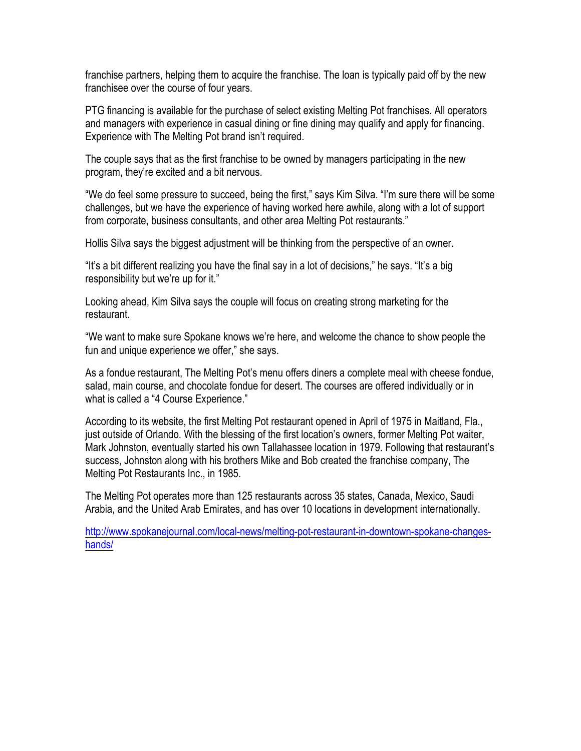franchise partners, helping them to acquire the franchise. The loan is typically paid off by the new franchisee over the course of four years.

PTG financing is available for the purchase of select existing Melting Pot franchises. All operators and managers with experience in casual dining or fine dining may qualify and apply for financing. Experience with The Melting Pot brand isn't required.

The couple says that as the first franchise to be owned by managers participating in the new program, they're excited and a bit nervous.

"We do feel some pressure to succeed, being the first," says Kim Silva. "I'm sure there will be some challenges, but we have the experience of having worked here awhile, along with a lot of support from corporate, business consultants, and other area Melting Pot restaurants."

Hollis Silva says the biggest adjustment will be thinking from the perspective of an owner.

"It's a bit different realizing you have the final say in a lot of decisions," he says. "It's a big responsibility but we're up for it."

Looking ahead, Kim Silva says the couple will focus on creating strong marketing for the restaurant.

"We want to make sure Spokane knows we're here, and welcome the chance to show people the fun and unique experience we offer," she says.

As a fondue restaurant, The Melting Pot's menu offers diners a complete meal with cheese fondue, salad, main course, and chocolate fondue for desert. The courses are offered individually or in what is called a "4 Course Experience."

According to its website, the first Melting Pot restaurant opened in April of 1975 in Maitland, Fla., just outside of Orlando. With the blessing of the first location's owners, former Melting Pot waiter, Mark Johnston, eventually started his own Tallahassee location in 1979. Following that restaurant's success, Johnston along with his brothers Mike and Bob created the franchise company, The Melting Pot Restaurants Inc., in 1985.

The Melting Pot operates more than 125 restaurants across 35 states, Canada, Mexico, Saudi Arabia, and the United Arab Emirates, and has over 10 locations in development internationally.

http://www.spokanejournal.com/local-news/melting-pot-restaurant-in-downtown-spokane-changes-hands/